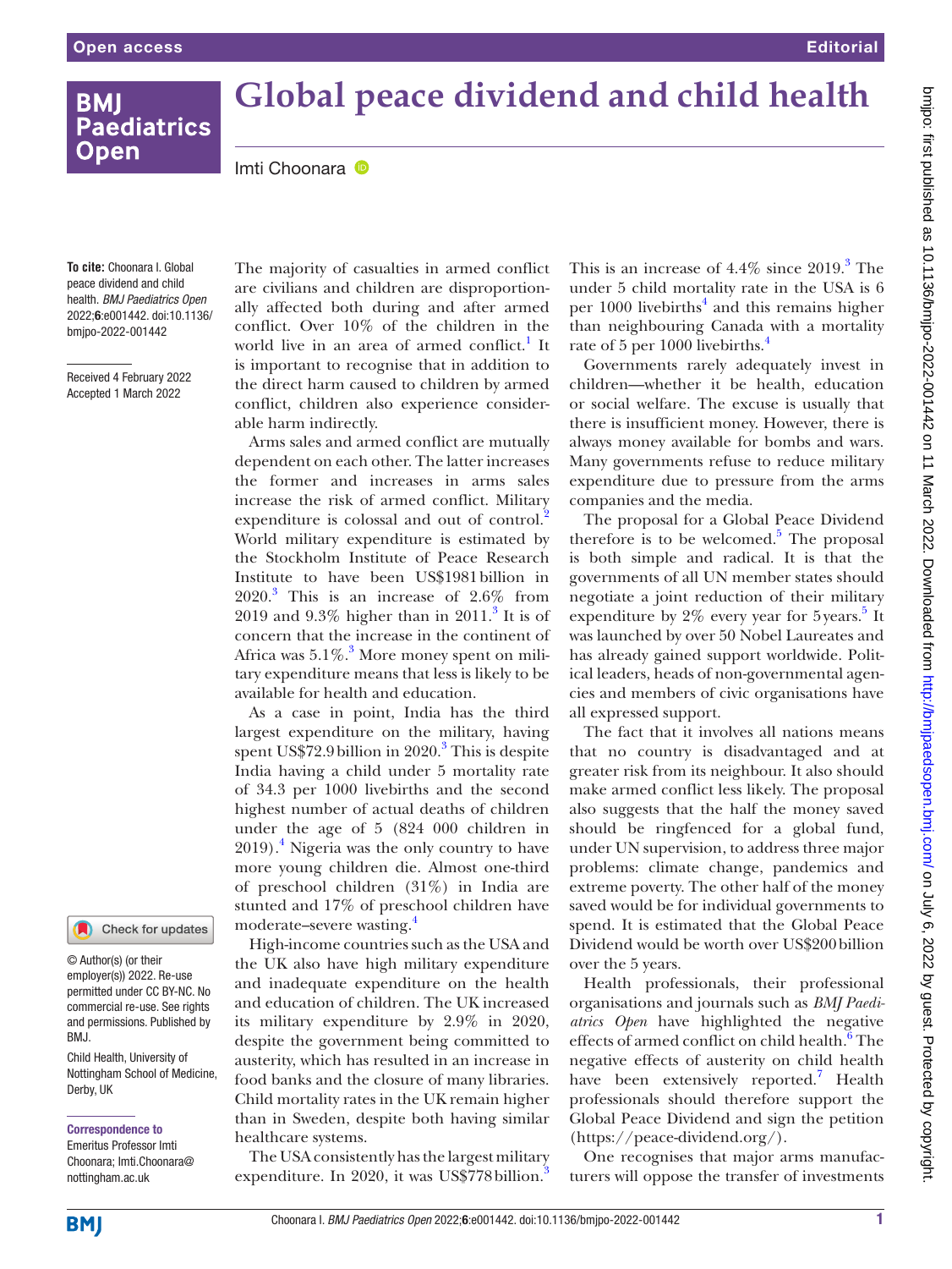# Global peace dividend and child health

Imti Choonara

**To cite:** Choonara I. Global peace dividend and child health. *BMJ Paediatrics Open* 2022;**6**:e001442. doi:10.1136/bmjpo-2022-001442

Received 4 February 2022
Accepted 1 March 2022

© Author(s) (or their employer(s)) 2022. Re-use permitted under CC BY-NC. No commercial re-use. See rights and permissions. Published by BMJ.

Child Health, University of Nottingham School of Medicine, Derby, UK

**Correspondence to**
Emeritus Professor Imti Choonara; Imti.Choonara@nottingham.ac.uk

The majority of casualties in armed conflict are civilians and children are disproportionally affected both during and after armed conflict. Over 10% of the children in the world live in an area of armed conflict.[1] It is important to recognise that in addition to the direct harm caused to children by armed conflict, children also experience considerable harm indirectly.

Arms sales and armed conflict are mutually dependent on each other. The latter increases the former and increases in arms sales increase the risk of armed conflict. Military expenditure is colossal and out of control.[2] World military expenditure is estimated by the Stockholm Institute of Peace Research Institute to have been US$1981 billion in 2020.[3] This is an increase of 2.6% from 2019 and 9.3% higher than in 2011.[3] It is of concern that the increase in the continent of Africa was 5.1%.[3] More money spent on military expenditure means that less is likely to be available for health and education.

As a case in point, India has the third largest expenditure on the military, having spent US$72.9 billion in 2020.[3] This is despite India having a child under 5 mortality rate of 34.3 per 1000 livebirths and the second highest number of actual deaths of children under the age of 5 (824 000 children in 2019).[4] Nigeria was the only country to have more young children die. Almost one-third of preschool children (31%) in India are stunted and 17% of preschool children have moderate–severe wasting.[4]

High-income countries such as the USA and the UK also have high military expenditure and inadequate expenditure on the health and education of children. The UK increased its military expenditure by 2.9% in 2020, despite the government being committed to austerity, which has resulted in an increase in food banks and the closure of many libraries. Child mortality rates in the UK remain higher than in Sweden, despite both having similar healthcare systems.

The USA consistently has the largest military expenditure. In 2020, it was US$778 billion.[3] This is an increase of 4.4% since 2019.[3] The under 5 child mortality rate in the USA is 6 per 1000 livebirths[4] and this remains higher than neighbouring Canada with a mortality rate of 5 per 1000 livebirths.[4]

Governments rarely adequately invest in children—whether it be health, education or social welfare. The excuse is usually that there is insufficient money. However, there is always money available for bombs and wars. Many governments refuse to reduce military expenditure due to pressure from the arms companies and the media.

The proposal for a Global Peace Dividend therefore is to be welcomed.[5] The proposal is both simple and radical. It is that the governments of all UN member states should negotiate a joint reduction of their military expenditure by 2% every year for 5 years.[5] It was launched by over 50 Nobel Laureates and has already gained support worldwide. Political leaders, heads of non-governmental agencies and members of civic organisations have all expressed support.

The fact that it involves all nations means that no country is disadvantaged and at greater risk from its neighbour. It also should make armed conflict less likely. The proposal also suggests that the half the money saved should be ringfenced for a global fund, under UN supervision, to address three major problems: climate change, pandemics and extreme poverty. The other half of the money saved would be for individual governments to spend. It is estimated that the Global Peace Dividend would be worth over US$200 billion over the 5 years.

Health professionals, their professional organisations and journals such as *BMJ Paediatrics Open* have highlighted the negative effects of armed conflict on child health.[6] The negative effects of austerity on child health have been extensively reported.[7] Health professionals should therefore support the Global Peace Dividend and sign the petition (https://peace-dividend.org/).

One recognises that major arms manufacturers will oppose the transfer of investments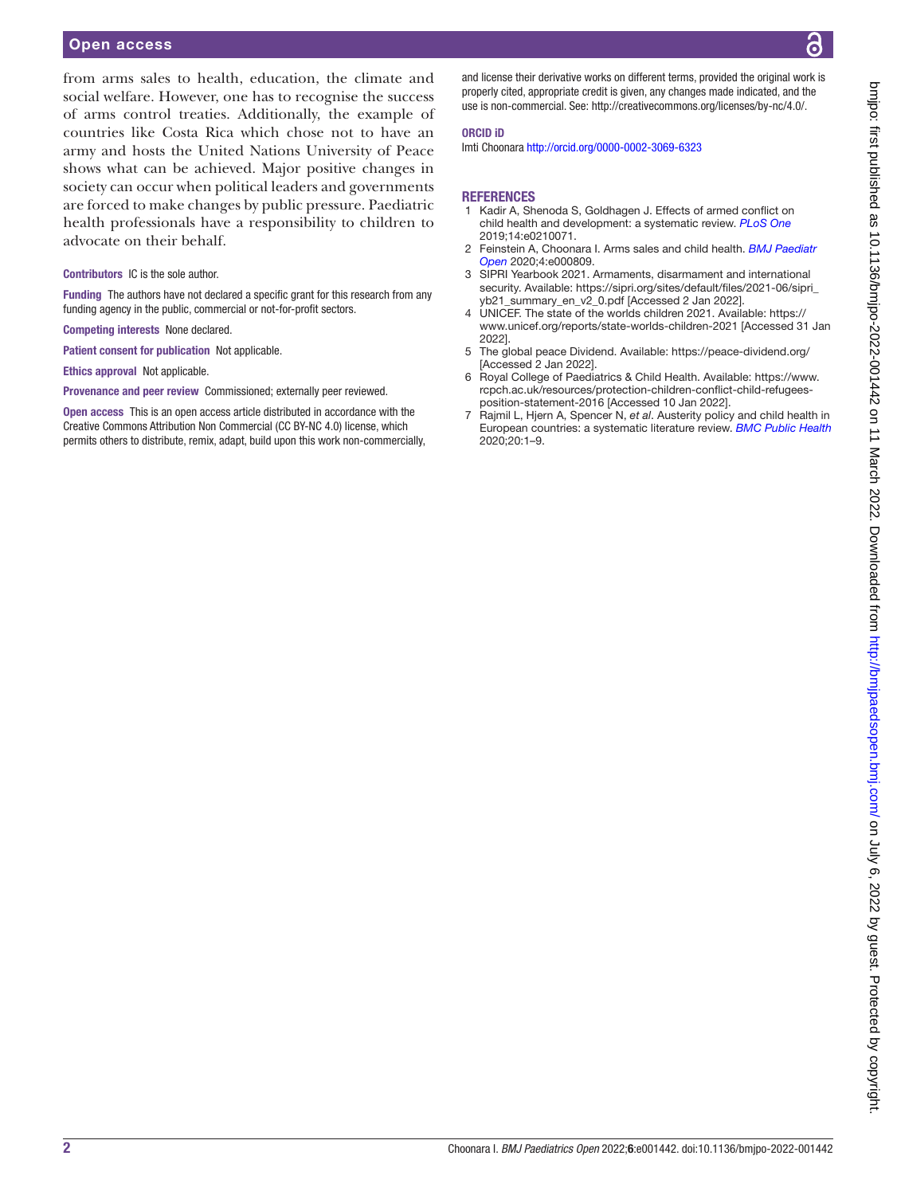from arms sales to health, education, the climate and social welfare. However, one has to recognise the success of arms control treaties. Additionally, the example of countries like Costa Rica which chose not to have an army and hosts the United Nations University of Peace shows what can be achieved. Major positive changes in society can occur when political leaders and governments are forced to make changes by public pressure. Paediatric health professionals have a responsibility to children to advocate on their behalf.

**Contributors** IC is the sole author.

**Funding** The authors have not declared a specific grant for this research from any funding agency in the public, commercial or not-for-profit sectors.

**Competing interests** None declared.

**Patient consent for publication** Not applicable.

**Ethics approval** Not applicable.

**Provenance and peer review** Commissioned; externally peer reviewed.

**Open access** This is an open access article distributed in accordance with the Creative Commons Attribution Non Commercial (CC BY-NC 4.0) license, which permits others to distribute, remix, adapt, build upon this work non-commercially, and license their derivative works on different terms, provided the original work is properly cited, appropriate credit is given, any changes made indicated, and the use is non-commercial. See: http://creativecommons.org/licenses/by-nc/4.0/.

**ORCID iD**

Imti Choonara http://orcid.org/0000-0002-3069-6323

## REFERENCES

1. Kadir A, Shenoda S, Goldhagen J. Effects of armed conflict on child health and development: a systematic review. *PLoS One* 2019;14:e0210071.
2. Feinstein A, Choonara I. Arms sales and child health. *BMJ Paediatr Open* 2020;4:e000809.
3. SIPRI Yearbook 2021. Armaments, disarmament and international security. Available: https://sipri.org/sites/default/files/2021-06/sipri_yb21_summary_en_v2_0.pdf [Accessed 2 Jan 2022].
4. UNICEF. The state of the worlds children 2021. Available: https://www.unicef.org/reports/state-worlds-children-2021 [Accessed 31 Jan 2022].
5. The global peace Dividend. Available: https://peace-dividend.org/ [Accessed 2 Jan 2022].
6. Royal College of Paediatrics & Child Health. Available: https://www.rcpch.ac.uk/resources/protection-children-conflict-child-refugees-position-statement-2016 [Accessed 10 Jan 2022].
7. Rajmil L, Hjern A, Spencer N, *et al*. Austerity policy and child health in European countries: a systematic literature review. *BMC Public Health* 2020;20:1–9.